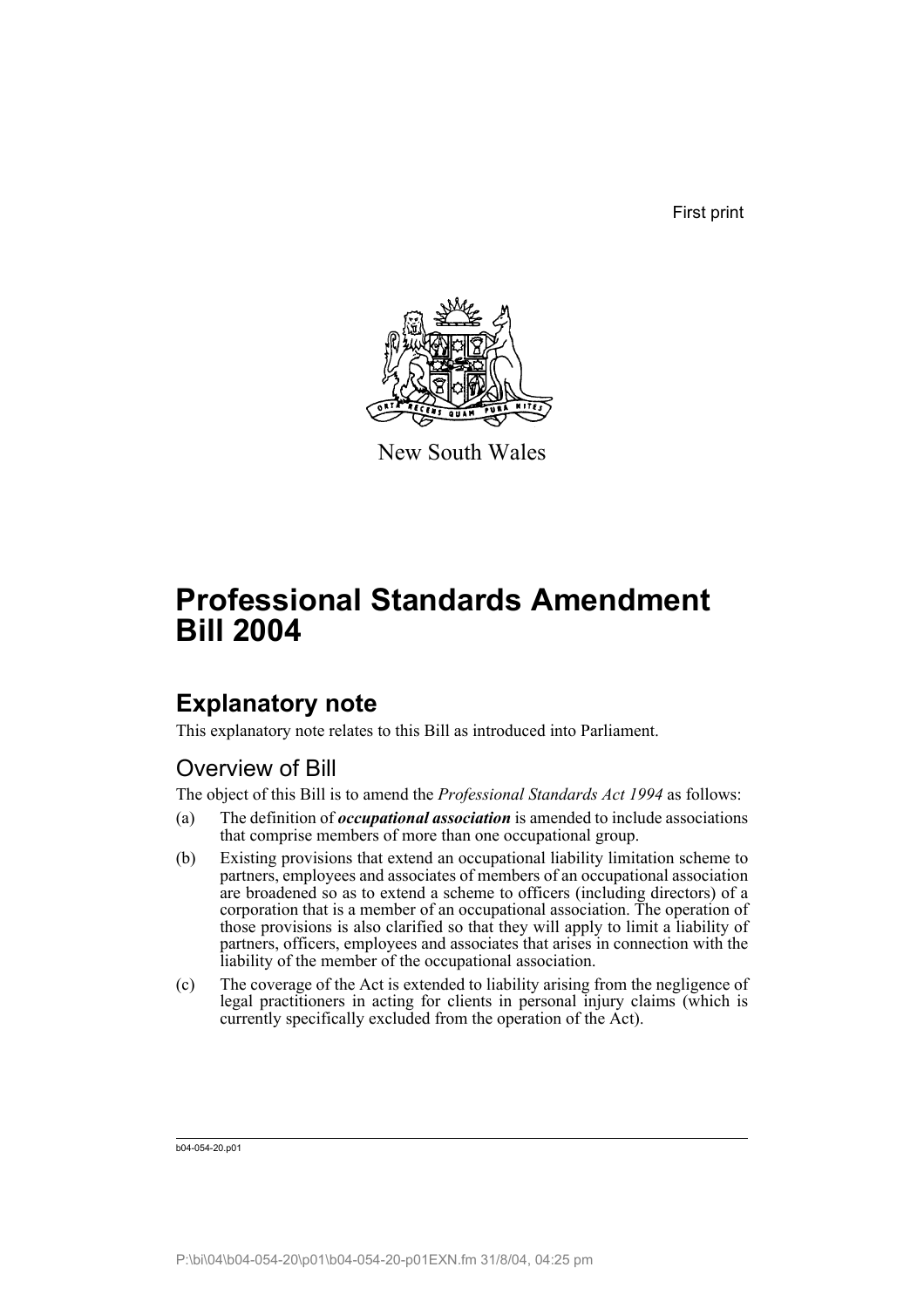First print

New South Wales

# Professional Standards Amendment Bill 2004

## Explanatory note

This explanatory note relates to this Bill as introduced into Parliament.

### Overview of Bill

The object of this Bill is to amend the *Professional Standards Act 1994* as follows:

(a) The definition of ***occupational association*** is amended to include associations that comprise members of more than one occupational group.

(b) Existing provisions that extend an occupational liability limitation scheme to partners, employees and associates of members of an occupational association are broadened so as to extend a scheme to officers (including directors) of a corporation that is a member of an occupational association. The operation of those provisions is also clarified so that they will apply to limit a liability of partners, officers, employees and associates that arises in connection with the liability of the member of the occupational association.

(c) The coverage of the Act is extended to liability arising from the negligence of legal practitioners in acting for clients in personal injury claims (which is currently specifically excluded from the operation of the Act).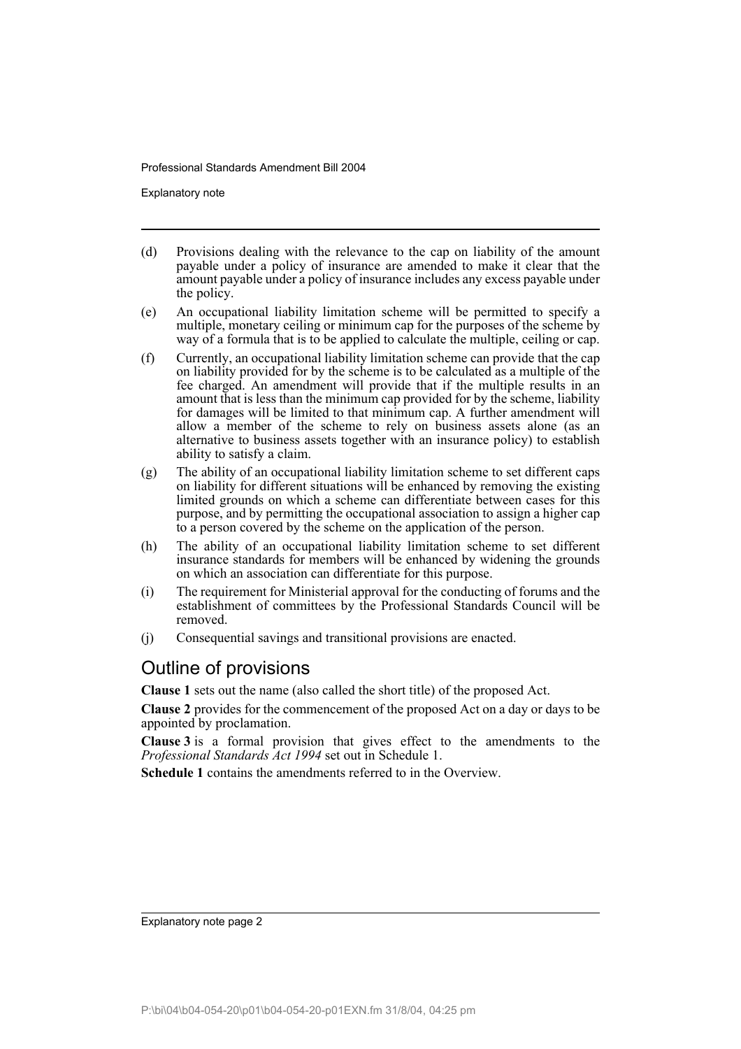(d) Provisions dealing with the relevance to the cap on liability of the amount payable under a policy of insurance are amended to make it clear that the amount payable under a policy of insurance includes any excess payable under the policy.

(e) An occupational liability limitation scheme will be permitted to specify a multiple, monetary ceiling or minimum cap for the purposes of the scheme by way of a formula that is to be applied to calculate the multiple, ceiling or cap.

(f) Currently, an occupational liability limitation scheme can provide that the cap on liability provided for by the scheme is to be calculated as a multiple of the fee charged. An amendment will provide that if the multiple results in an amount that is less than the minimum cap provided for by the scheme, liability for damages will be limited to that minimum cap. A further amendment will allow a member of the scheme to rely on business assets alone (as an alternative to business assets together with an insurance policy) to establish ability to satisfy a claim.

(g) The ability of an occupational liability limitation scheme to set different caps on liability for different situations will be enhanced by removing the existing limited grounds on which a scheme can differentiate between cases for this purpose, and by permitting the occupational association to assign a higher cap to a person covered by the scheme on the application of the person.

(h) The ability of an occupational liability limitation scheme to set different insurance standards for members will be enhanced by widening the grounds on which an association can differentiate for this purpose.

(i) The requirement for Ministerial approval for the conducting of forums and the establishment of committees by the Professional Standards Council will be removed.

(j) Consequential savings and transitional provisions are enacted.

## Outline of provisions

**Clause 1** sets out the name (also called the short title) of the proposed Act.

**Clause 2** provides for the commencement of the proposed Act on a day or days to be appointed by proclamation.

**Clause 3** is a formal provision that gives effect to the amendments to the *Professional Standards Act 1994* set out in Schedule 1.

**Schedule 1** contains the amendments referred to in the Overview.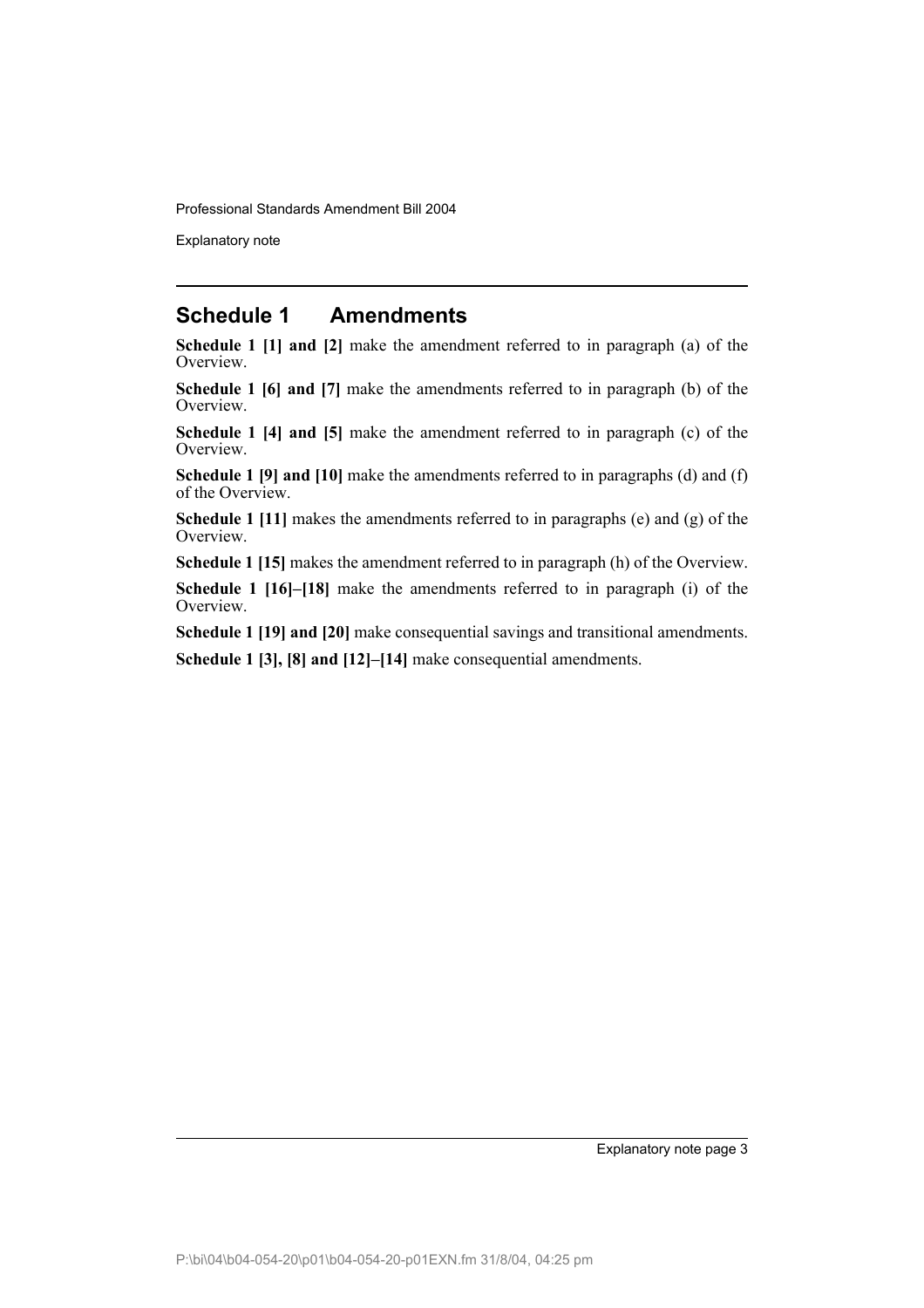## Schedule 1 Amendments

**Schedule 1 [1] and [2]** make the amendment referred to in paragraph (a) of the Overview.

**Schedule 1 [6] and [7]** make the amendments referred to in paragraph (b) of the Overview.

**Schedule 1 [4] and [5]** make the amendment referred to in paragraph (c) of the Overview.

**Schedule 1 [9] and [10]** make the amendments referred to in paragraphs (d) and (f) of the Overview.

**Schedule 1 [11]** makes the amendments referred to in paragraphs (e) and (g) of the Overview.

**Schedule 1 [15]** makes the amendment referred to in paragraph (h) of the Overview.

**Schedule 1 [16]–[18]** make the amendments referred to in paragraph (i) of the Overview.

**Schedule 1 [19] and [20]** make consequential savings and transitional amendments.

**Schedule 1 [3], [8] and [12]–[14]** make consequential amendments.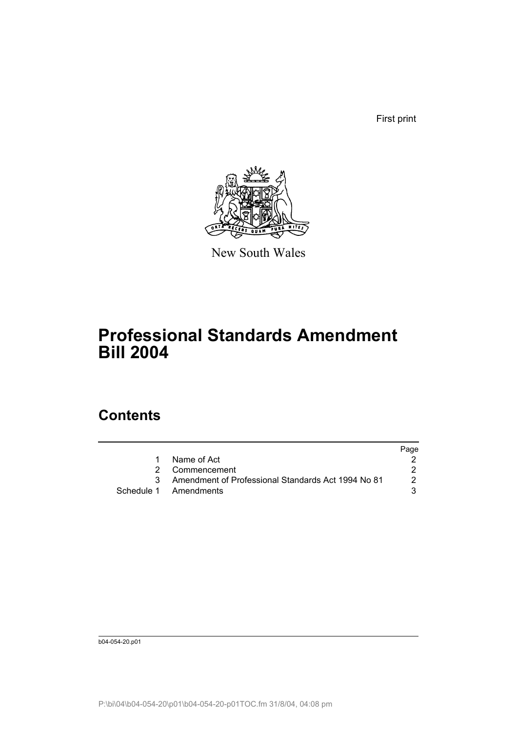First print

New South Wales

# Professional Standards Amendment Bill 2004

## Contents

| | | Page |
|---|---|---|
| 1 | Name of Act | 2 |
| 2 | Commencement | 2 |
| 3 | Amendment of Professional Standards Act 1994 No 81 | 2 |
| Schedule 1 | Amendments | 3 |

b04-054-20.p01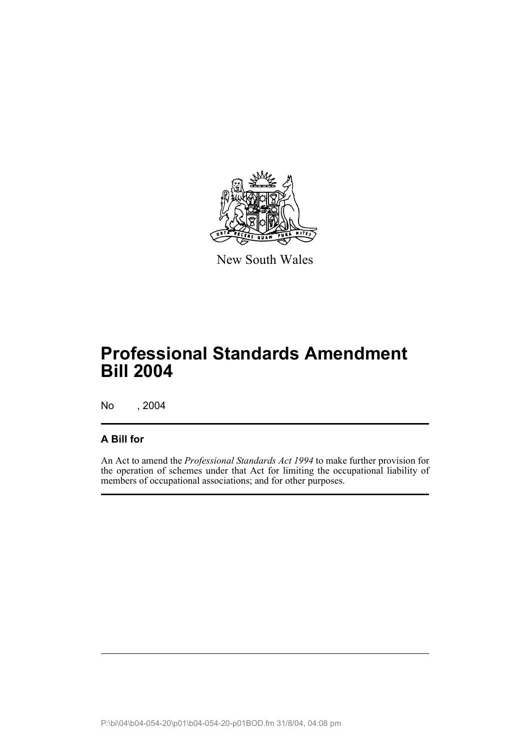New South Wales

# Professional Standards Amendment Bill 2004

No , 2004

## A Bill for

An Act to amend the *Professional Standards Act 1994* to make further provision for the operation of schemes under that Act for limiting the occupational liability of members of occupational associations; and for other purposes.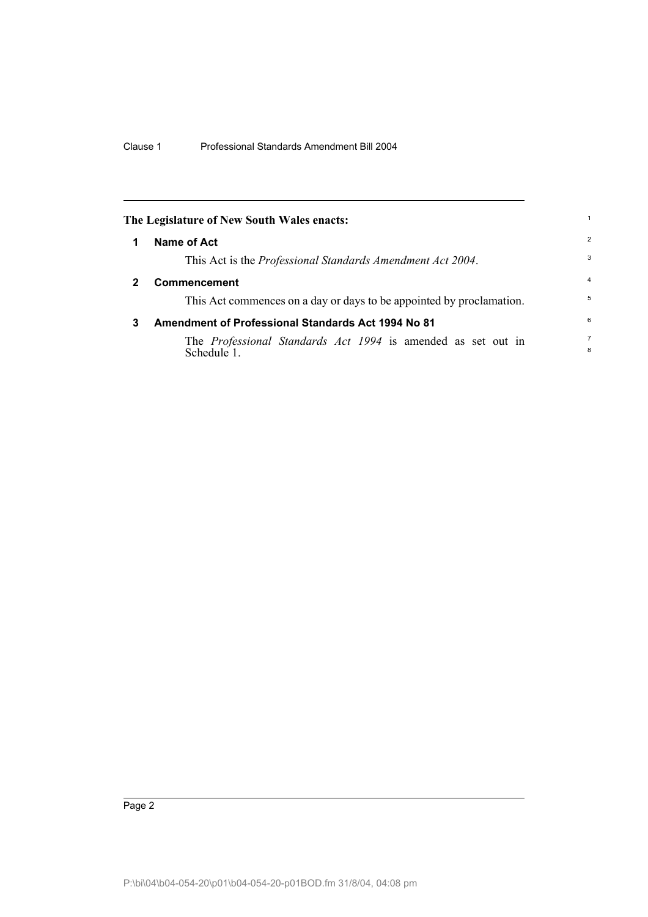**The Legislature of New South Wales enacts:**

## 1 Name of Act

This Act is the *Professional Standards Amendment Act 2004*.

## 2 Commencement

This Act commences on a day or days to be appointed by proclamation.

## 3 Amendment of Professional Standards Act 1994 No 81

The *Professional Standards Act 1994* is amended as set out in Schedule 1.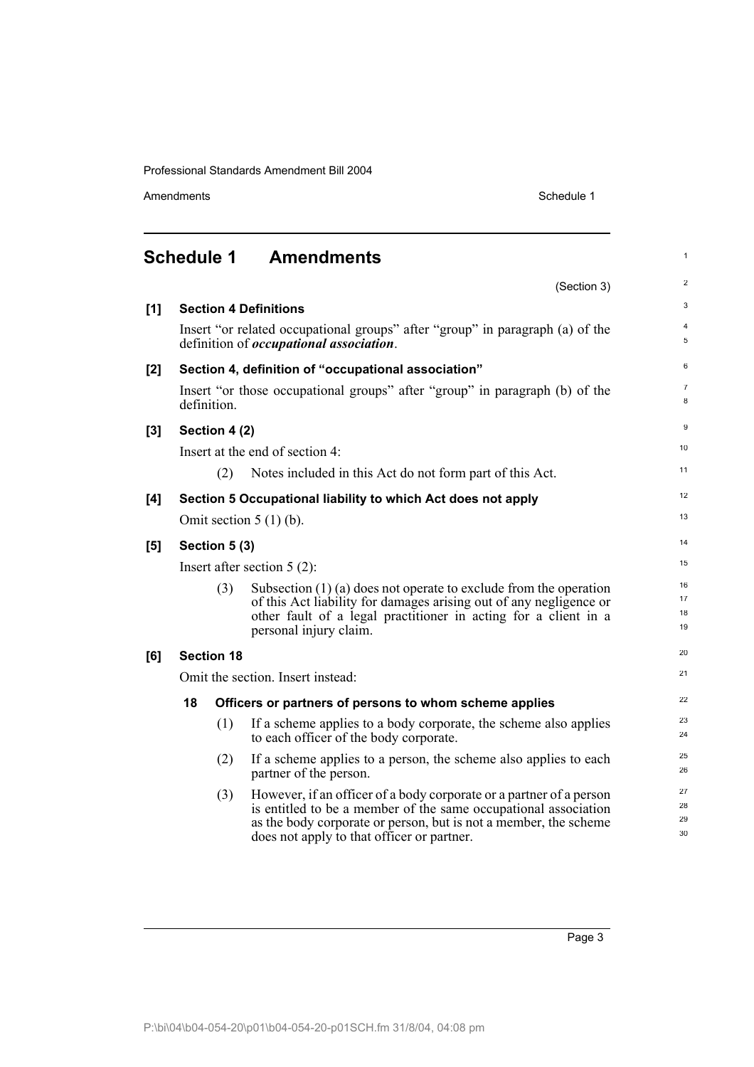# Schedule 1 Amendments

(Section 3)

**[1] Section 4 Definitions**

Insert "or related occupational groups" after "group" in paragraph (a) of the definition of ***occupational association***.

**[2] Section 4, definition of "occupational association"**

Insert "or those occupational groups" after "group" in paragraph (b) of the definition.

**[3] Section 4 (2)**

Insert at the end of section 4:

(2) Notes included in this Act do not form part of this Act.

**[4] Section 5 Occupational liability to which Act does not apply**

Omit section 5 (1) (b).

**[5] Section 5 (3)**

Insert after section 5 (2):

(3) Subsection (1) (a) does not operate to exclude from the operation of this Act liability for damages arising out of any negligence or other fault of a legal practitioner in acting for a client in a personal injury claim.

**[6] Section 18**

Omit the section. Insert instead:

**18 Officers or partners of persons to whom scheme applies**

(1) If a scheme applies to a body corporate, the scheme also applies to each officer of the body corporate.

(2) If a scheme applies to a person, the scheme also applies to each partner of the person.

(3) However, if an officer of a body corporate or a partner of a person is entitled to be a member of the same occupational association as the body corporate or person, but is not a member, the scheme does not apply to that officer or partner.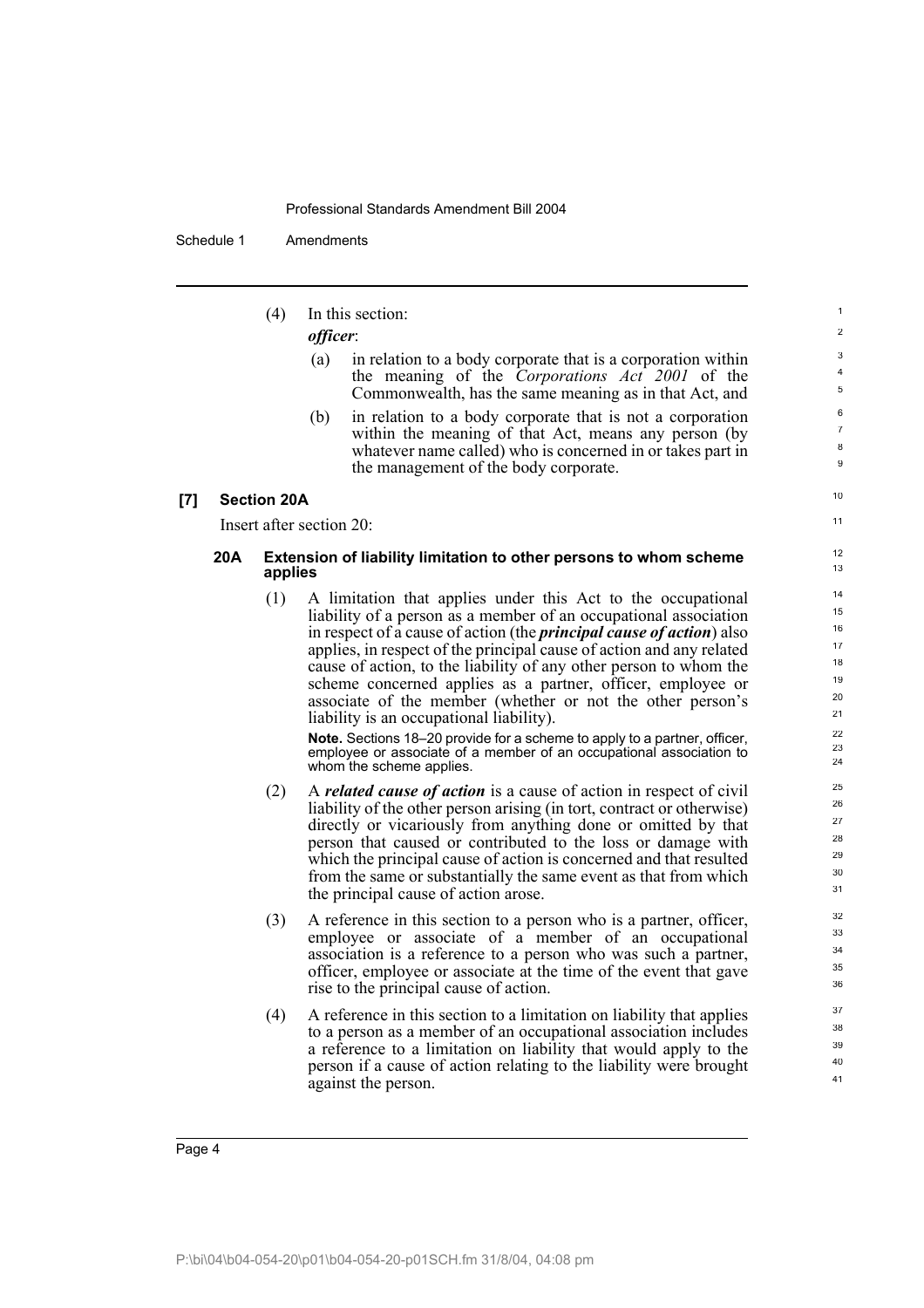(4) In this section:

***officer***:

(a) in relation to a body corporate that is a corporation within the meaning of the *Corporations Act 2001* of the Commonwealth, has the same meaning as in that Act, and

(b) in relation to a body corporate that is not a corporation within the meaning of that Act, means any person (by whatever name called) who is concerned in or takes part in the management of the body corporate.

### [7] Section 20A

Insert after section 20:

#### 20A Extension of liability limitation to other persons to whom scheme applies

(1) A limitation that applies under this Act to the occupational liability of a person as a member of an occupational association in respect of a cause of action (the ***principal cause of action***) also applies, in respect of the principal cause of action and any related cause of action, to the liability of any other person to whom the scheme concerned applies as a partner, officer, employee or associate of the member (whether or not the other person's liability is an occupational liability).

**Note.** Sections 18–20 provide for a scheme to apply to a partner, officer, employee or associate of a member of an occupational association to whom the scheme applies.

(2) A ***related cause of action*** is a cause of action in respect of civil liability of the other person arising (in tort, contract or otherwise) directly or vicariously from anything done or omitted by that person that caused or contributed to the loss or damage with which the principal cause of action is concerned and that resulted from the same or substantially the same event as that from which the principal cause of action arose.

(3) A reference in this section to a person who is a partner, officer, employee or associate of a member of an occupational association is a reference to a person who was such a partner, officer, employee or associate at the time of the event that gave rise to the principal cause of action.

(4) A reference in this section to a limitation on liability that applies to a person as a member of an occupational association includes a reference to a limitation on liability that would apply to the person if a cause of action relating to the liability were brought against the person.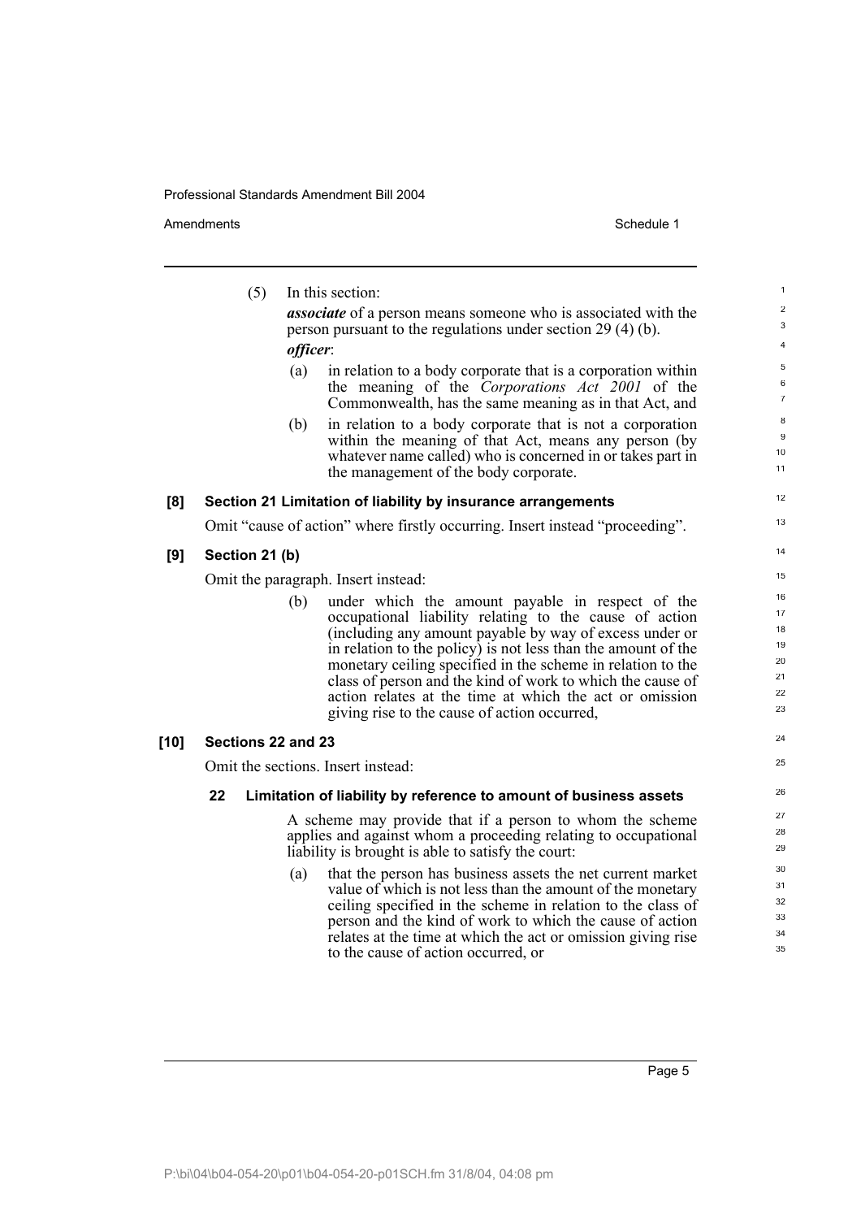(5) In this section:

***associate*** of a person means someone who is associated with the person pursuant to the regulations under section 29 (4) (b).

***officer***:

(a) in relation to a body corporate that is a corporation within the meaning of the *Corporations Act 2001* of the Commonwealth, has the same meaning as in that Act, and

(b) in relation to a body corporate that is not a corporation within the meaning of that Act, means any person (by whatever name called) who is concerned in or takes part in the management of the body corporate.

**[8] Section 21 Limitation of liability by insurance arrangements**

Omit "cause of action" where firstly occurring. Insert instead "proceeding".

**[9] Section 21 (b)**

Omit the paragraph. Insert instead:

(b) under which the amount payable in respect of the occupational liability relating to the cause of action (including any amount payable by way of excess under or in relation to the policy) is not less than the amount of the monetary ceiling specified in the scheme in relation to the class of person and the kind of work to which the cause of action relates at the time at which the act or omission giving rise to the cause of action occurred,

**[10] Sections 22 and 23**

Omit the sections. Insert instead:

**22 Limitation of liability by reference to amount of business assets**

A scheme may provide that if a person to whom the scheme applies and against whom a proceeding relating to occupational liability is brought is able to satisfy the court:

(a) that the person has business assets the net current market value of which is not less than the amount of the monetary ceiling specified in the scheme in relation to the class of person and the kind of work to which the cause of action relates at the time at which the act or omission giving rise to the cause of action occurred, or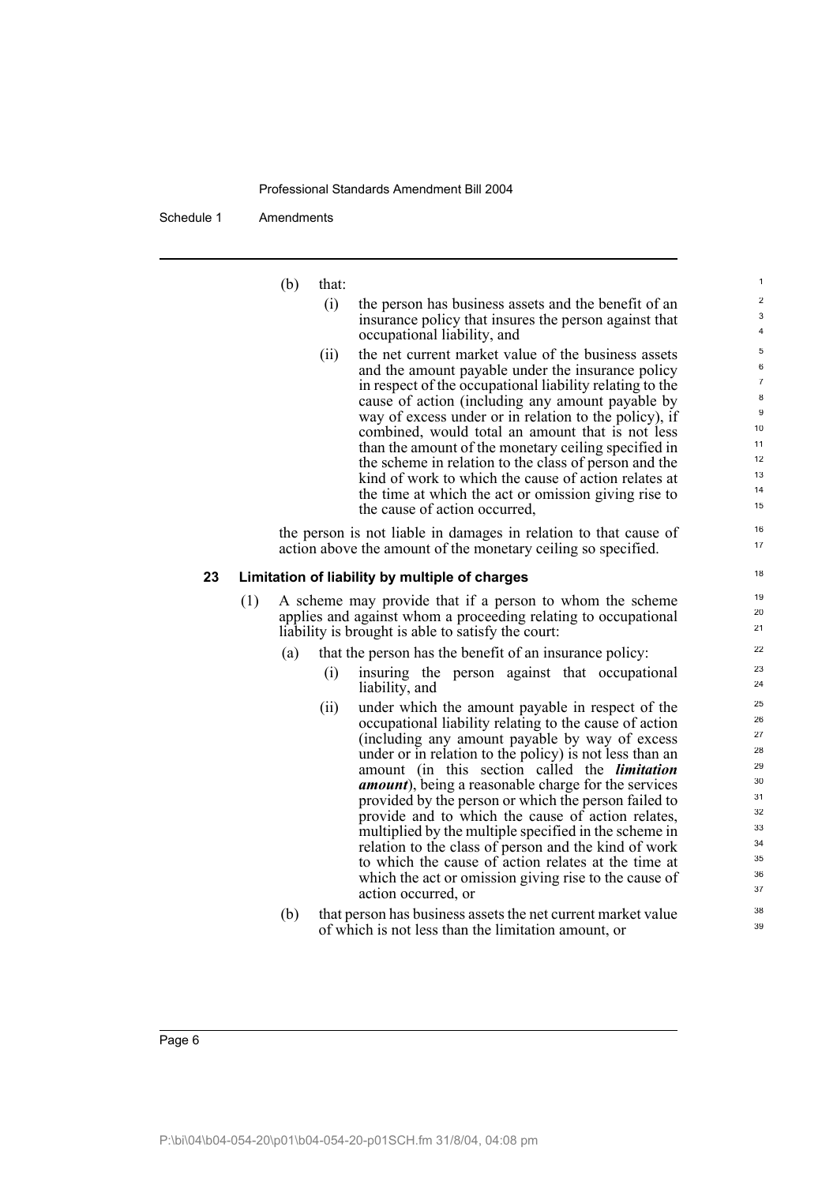(b) that:

(i) the person has business assets and the benefit of an insurance policy that insures the person against that occupational liability, and

(ii) the net current market value of the business assets and the amount payable under the insurance policy in respect of the occupational liability relating to the cause of action (including any amount payable by way of excess under or in relation to the policy), if combined, would total an amount that is not less than the amount of the monetary ceiling specified in the scheme in relation to the class of person and the kind of work to which the cause of action relates at the time at which the act or omission giving rise to the cause of action occurred,

the person is not liable in damages in relation to that cause of action above the amount of the monetary ceiling so specified.

### 23 Limitation of liability by multiple of charges

(1) A scheme may provide that if a person to whom the scheme applies and against whom a proceeding relating to occupational liability is brought is able to satisfy the court:

(a) that the person has the benefit of an insurance policy:

(i) insuring the person against that occupational liability, and

(ii) under which the amount payable in respect of the occupational liability relating to the cause of action (including any amount payable by way of excess under or in relation to the policy) is not less than an amount (in this section called the ***limitation amount***), being a reasonable charge for the services provided by the person or which the person failed to provide and to which the cause of action relates, multiplied by the multiple specified in the scheme in relation to the class of person and the kind of work to which the cause of action relates at the time at which the act or omission giving rise to the cause of action occurred, or

(b) that person has business assets the net current market value of which is not less than the limitation amount, or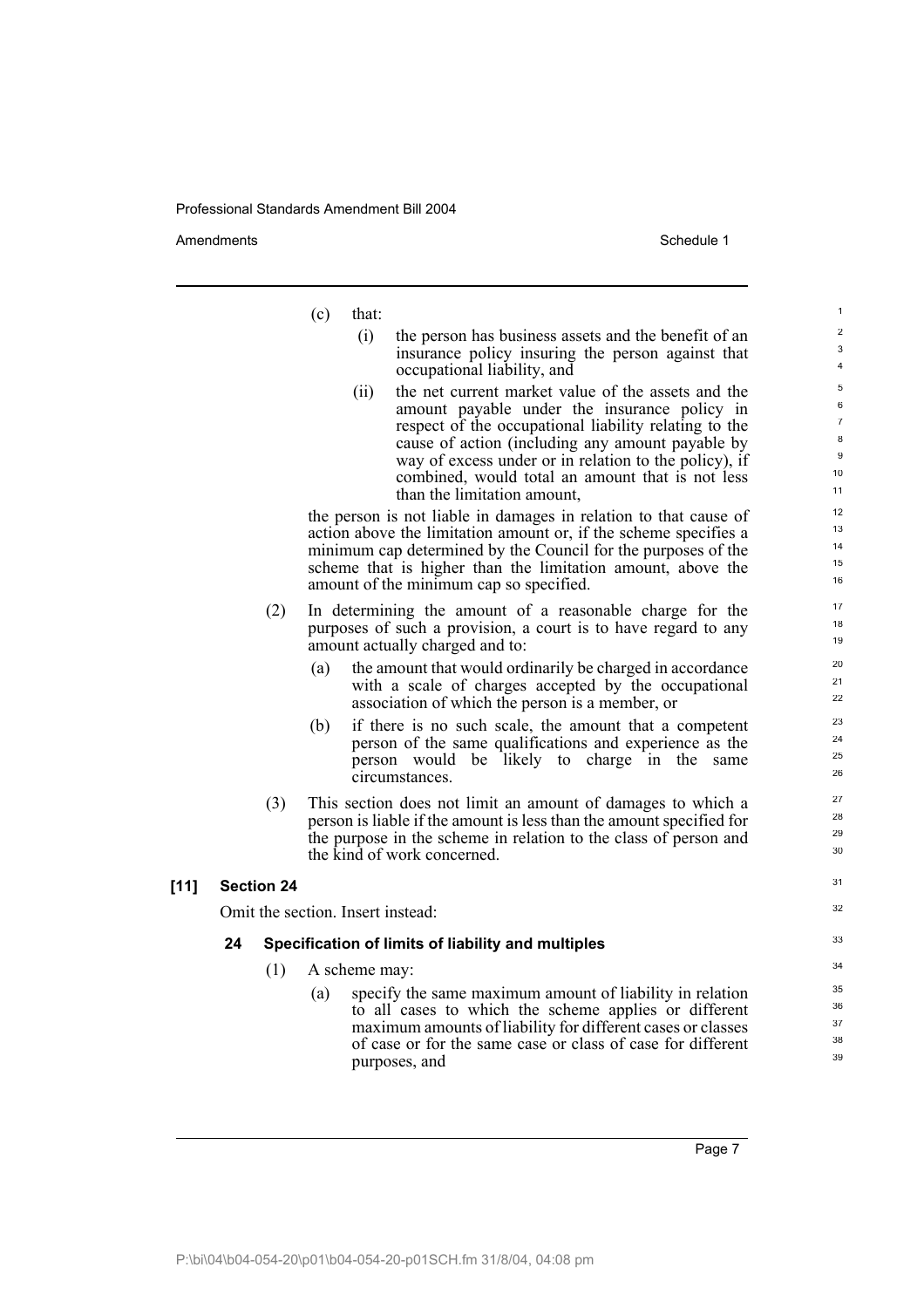(c) that:

(i) the person has business assets and the benefit of an insurance policy insuring the person against that occupational liability, and

(ii) the net current market value of the assets and the amount payable under the insurance policy in respect of the occupational liability relating to the cause of action (including any amount payable by way of excess under or in relation to the policy), if combined, would total an amount that is not less than the limitation amount,

the person is not liable in damages in relation to that cause of action above the limitation amount or, if the scheme specifies a minimum cap determined by the Council for the purposes of the scheme that is higher than the limitation amount, above the amount of the minimum cap so specified.

(2) In determining the amount of a reasonable charge for the purposes of such a provision, a court is to have regard to any amount actually charged and to:

(a) the amount that would ordinarily be charged in accordance with a scale of charges accepted by the occupational association of which the person is a member, or

(b) if there is no such scale, the amount that a competent person of the same qualifications and experience as the person would be likely to charge in the same circumstances.

(3) This section does not limit an amount of damages to which a person is liable if the amount is less than the amount specified for the purpose in the scheme in relation to the class of person and the kind of work concerned.

**[11] Section 24**

Omit the section. Insert instead:

**24 Specification of limits of liability and multiples**

(1) A scheme may:

(a) specify the same maximum amount of liability in relation to all cases to which the scheme applies or different maximum amounts of liability for different cases or classes of case or for the same case or class of case for different purposes, and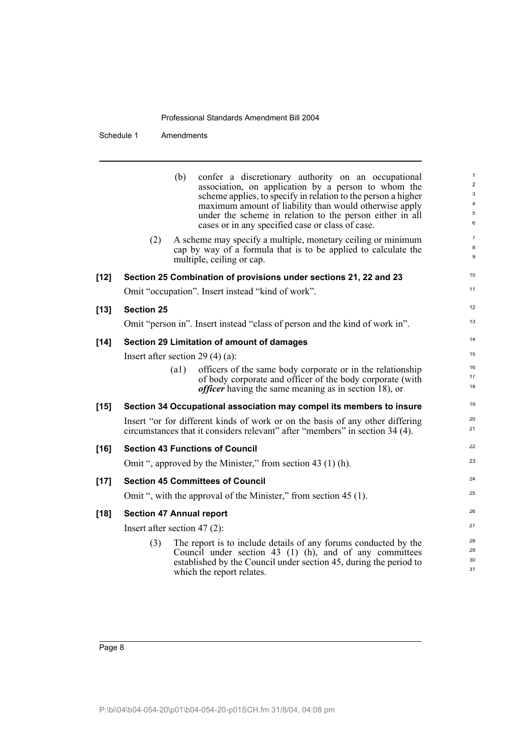(b) confer a discretionary authority on an occupational association, on application by a person to whom the scheme applies, to specify in relation to the person a higher maximum amount of liability than would otherwise apply under the scheme in relation to the person either in all cases or in any specified case or class of case.

(2) A scheme may specify a multiple, monetary ceiling or minimum cap by way of a formula that is to be applied to calculate the multiple, ceiling or cap.

**[12] Section 25 Combination of provisions under sections 21, 22 and 23**

Omit "occupation". Insert instead "kind of work".

**[13] Section 25**

Omit "person in". Insert instead "class of person and the kind of work in".

**[14] Section 29 Limitation of amount of damages**

Insert after section 29 (4) (a):

(a1) officers of the same body corporate or in the relationship of body corporate and officer of the body corporate (with ***officer*** having the same meaning as in section 18), or

**[15] Section 34 Occupational association may compel its members to insure**

Insert "or for different kinds of work or on the basis of any other differing circumstances that it considers relevant" after "members" in section 34 (4).

**[16] Section 43 Functions of Council**

Omit ", approved by the Minister," from section 43 (1) (h).

**[17] Section 45 Committees of Council**

Omit ", with the approval of the Minister," from section 45 (1).

**[18] Section 47 Annual report**

Insert after section 47 (2):

(3) The report is to include details of any forums conducted by the Council under section 43 (1) (h), and of any committees established by the Council under section 45, during the period to which the report relates.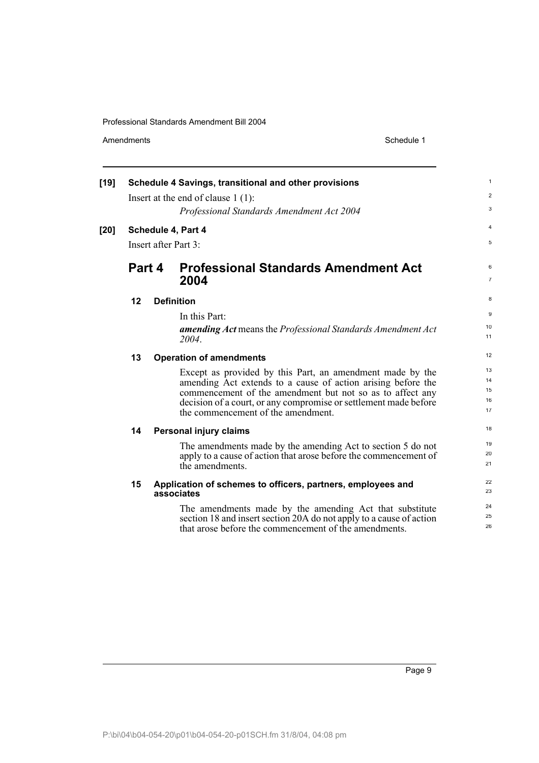**[19] Schedule 4 Savings, transitional and other provisions**

Insert at the end of clause 1 (1):

*Professional Standards Amendment Act 2004*

**[20] Schedule 4, Part 4**

Insert after Part 3:

## Part 4 Professional Standards Amendment Act 2004

**12 Definition**

In this Part:

***amending Act*** means the *Professional Standards Amendment Act 2004*.

**13 Operation of amendments**

Except as provided by this Part, an amendment made by the amending Act extends to a cause of action arising before the commencement of the amendment but not so as to affect any decision of a court, or any compromise or settlement made before the commencement of the amendment.

**14 Personal injury claims**

The amendments made by the amending Act to section 5 do not apply to a cause of action that arose before the commencement of the amendments.

**15 Application of schemes to officers, partners, employees and associates**

The amendments made by the amending Act that substitute section 18 and insert section 20A do not apply to a cause of action that arose before the commencement of the amendments.